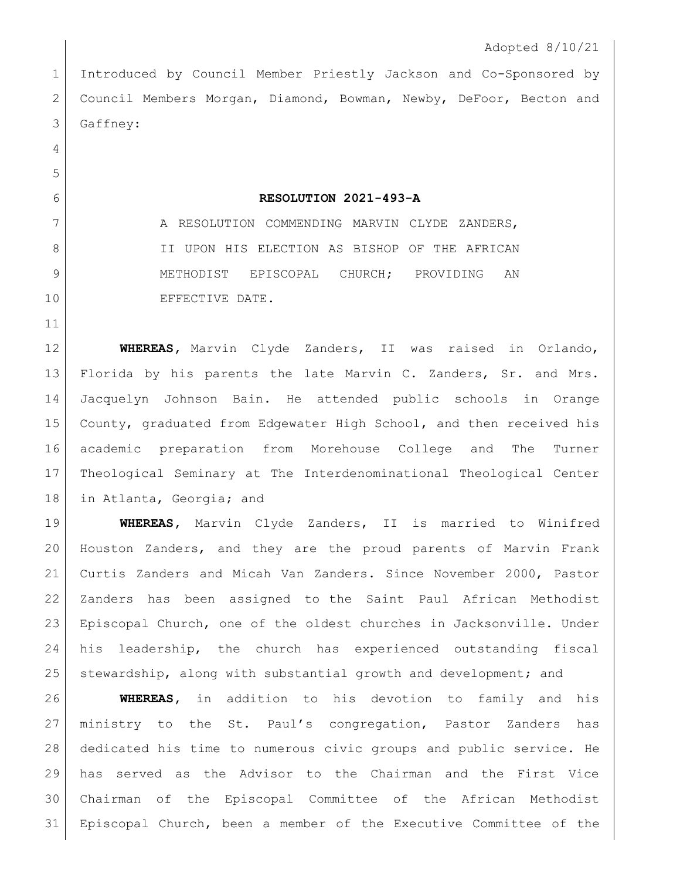Adopted 8/10/21

Introduced by Council Member Priestly Jackson and Co-Sponsored by Council Members Morgan, Diamond, Bowman, Newby, DeFoor, Becton and Gaffney:

**RESOLUTION 2021-493-A**

A RESOLUTION COMMENDING MARVIN CLYDE ZANDERS, II UPON HIS ELECTION AS BISHOP OF THE AFRICAN METHODIST EPISCOPAL CHURCH; PROVIDING AN EFFECTIVE DATE.

**WHEREAS**, Marvin Clyde Zanders, II was raised in Orlando, Florida by his parents the late Marvin C. Zanders, Sr. and Mrs. Jacquelyn Johnson Bain. He attended public schools in Orange County, graduated from Edgewater High School, and then received his academic preparation from Morehouse College and The Turner Theological Seminary at The Interdenominational Theological Center in Atlanta, Georgia; and

**WHEREAS**, Marvin Clyde Zanders, II is married to Winifred Houston Zanders, and they are the proud parents of Marvin Frank Curtis Zanders and Micah Van Zanders. Since November 2000, Pastor Zanders has been assigned to the Saint Paul African Methodist Episcopal Church, one of the oldest churches in Jacksonville. Under his leadership, the church has experienced outstanding fiscal stewardship, along with substantial growth and development; and

**WHEREAS**, in addition to his devotion to family and his ministry to the St. Paul's congregation, Pastor Zanders has dedicated his time to numerous civic groups and public service. He has served as the Advisor to the Chairman and the First Vice Chairman of the Episcopal Committee of the African Methodist Episcopal Church, been a member of the Executive Committee of the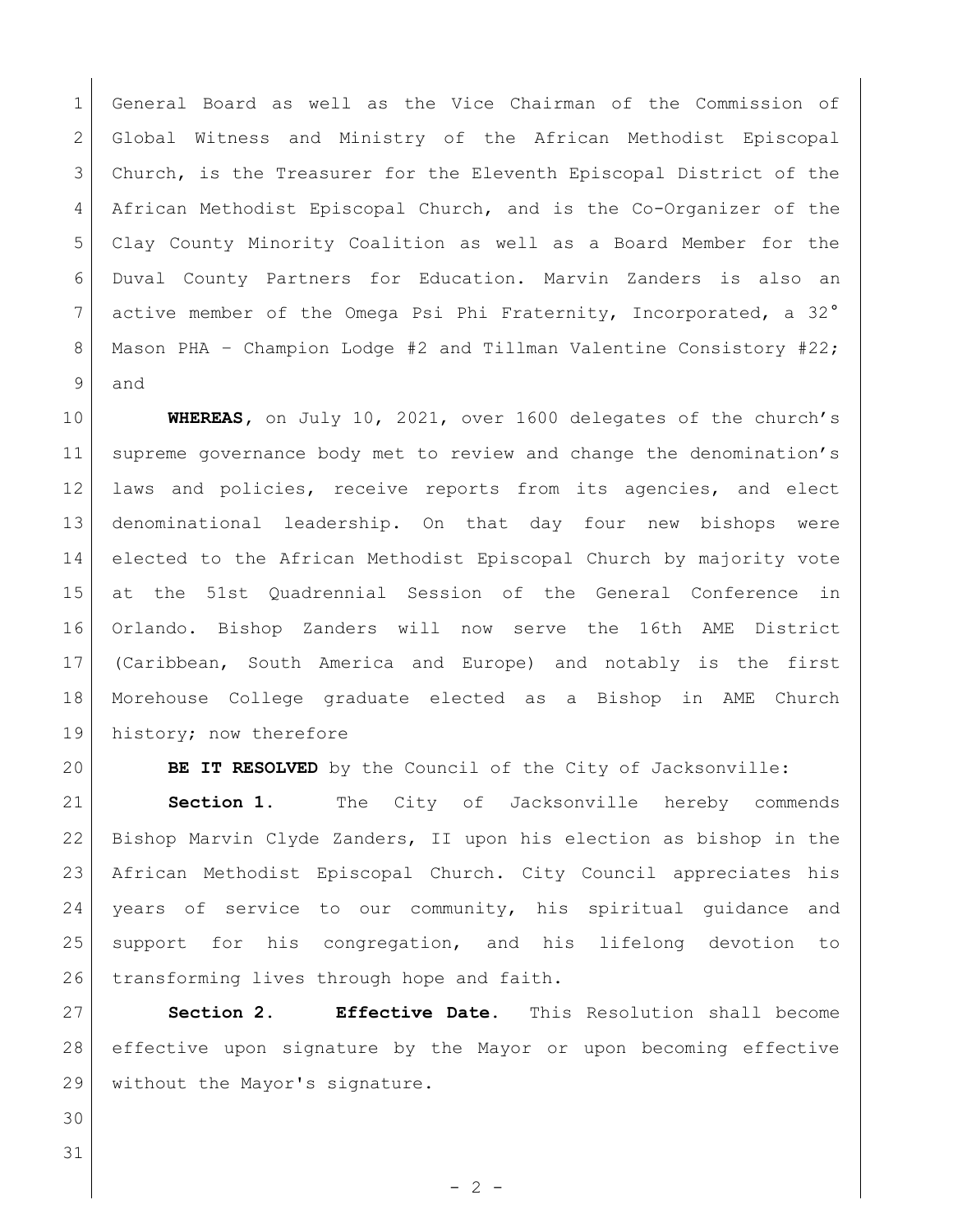General Board as well as the Vice Chairman of the Commission of Global Witness and Ministry of the African Methodist Episcopal Church, is the Treasurer for the Eleventh Episcopal District of the African Methodist Episcopal Church, and is the Co-Organizer of the Clay County Minority Coalition as well as a Board Member for the Duval County Partners for Education. Marvin Zanders is also an active member of the Omega Psi Phi Fraternity, Incorporated, a 32° Mason PHA – Champion Lodge #2 and Tillman Valentine Consistory #22; and

**WHEREAS**, on July 10, 2021, over 1600 delegates of the church's supreme governance body met to review and change the denomination's laws and policies, receive reports from its agencies, and elect denominational leadership. On that day four new bishops were elected to the African Methodist Episcopal Church by majority vote at the 51st Quadrennial Session of the General Conference in Orlando. Bishop Zanders will now serve the 16th AME District (Caribbean, South America and Europe) and notably is the first Morehouse College graduate elected as a Bishop in AME Church history; now therefore

**BE IT RESOLVED** by the Council of the City of Jacksonville:

**Section 1.** The City of Jacksonville hereby commends Bishop Marvin Clyde Zanders, II upon his election as bishop in the African Methodist Episcopal Church. City Council appreciates his years of service to our community, his spiritual guidance and support for his congregation, and his lifelong devotion to transforming lives through hope and faith.

**Section 2. Effective Date.** This Resolution shall become effective upon signature by the Mayor or upon becoming effective without the Mayor's signature.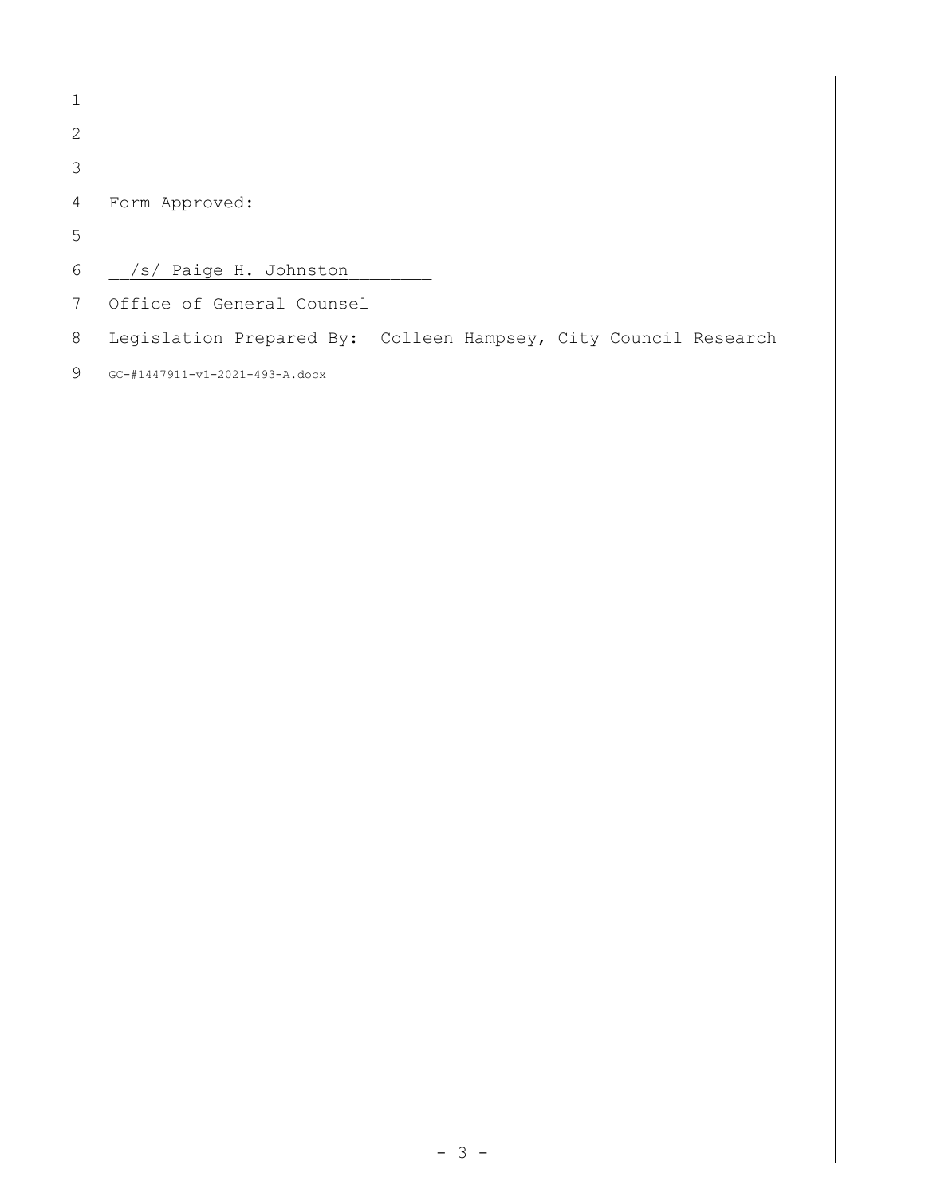Form Approved:

\_\_/s/ Paige H. Johnston\_\_\_\_\_\_\_\_

Office of General Counsel

Legislation Prepared By: Colleen Hampsey, City Council Research

GC-#1447911-v1-2021-493-A.docx